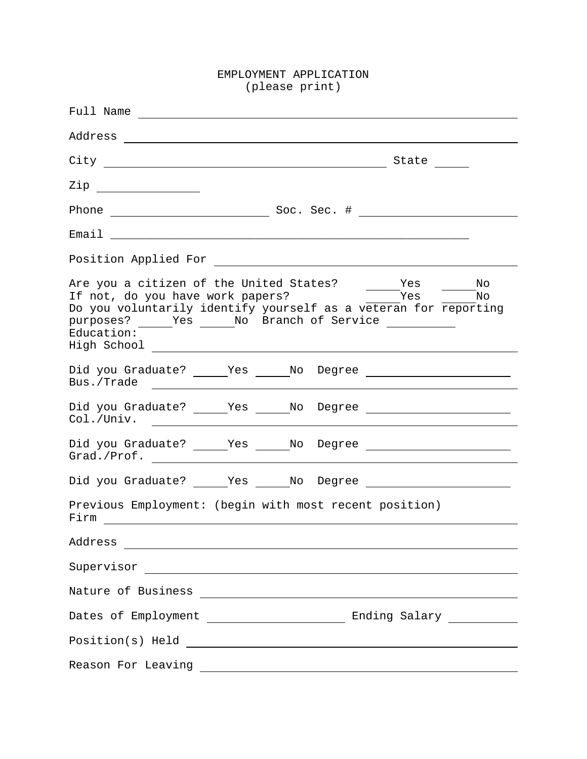# EMPLOYMENT APPLICATION
(please print)

Full Name ______________________________________________________

Address ______________________________________________________

City ________________________________________ State _____

Zip _______________

Phone _______________________ Soc. Sec. # _______________________

Email ____________________________________________________

Position Applied For ______________________________________________

Are you a citizen of the United States? _____Yes _____No
If not, do you have work papers? _____Yes _____No
Do you voluntarily identify yourself as a veteran for reporting purposes? _____Yes _____No Branch of Service __________

Education:

High School ______________________________________________________

Did you Graduate? _____Yes _____No Degree _____________________

Bus./Trade ______________________________________________________

Did you Graduate? _____Yes _____No Degree _____________________

Col./Univ. ______________________________________________________

Did you Graduate? _____Yes _____No Degree _____________________

Grad./Prof. ______________________________________________________

Did you Graduate? _____Yes _____No Degree _____________________

Previous Employment: (begin with most recent position)

Firm ______________________________________________________

Address ______________________________________________________

Supervisor ______________________________________________________

Nature of Business ______________________________________________

Dates of Employment ____________________ Ending Salary __________

Position(s) Held ______________________________________________

Reason For Leaving ______________________________________________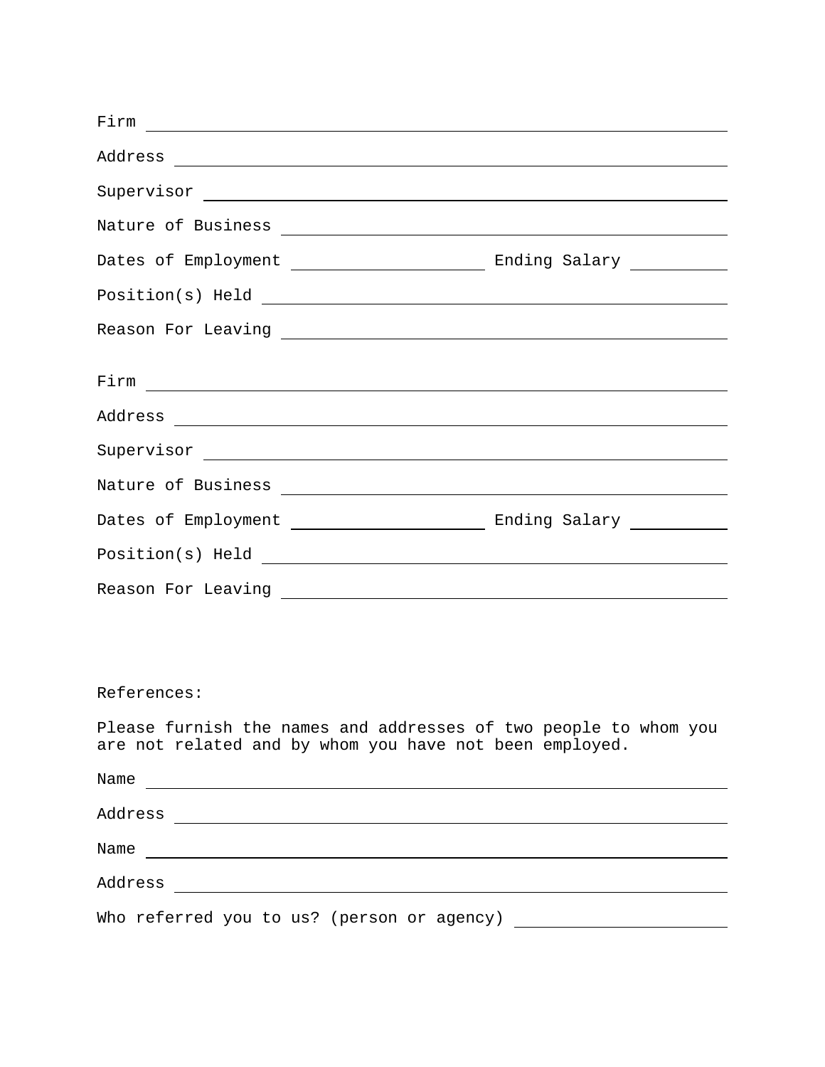Firm ______________________________________________

Address ______________________________________________

Supervisor ______________________________________________

Nature of Business ______________________________________________

Dates of Employment ____________________ Ending Salary __________

Position(s) Held ______________________________________________

Reason For Leaving ______________________________________________

Firm ______________________________________________

Address ______________________________________________

Supervisor ______________________________________________

Nature of Business ______________________________________________

Dates of Employment ____________________ Ending Salary __________

Position(s) Held ______________________________________________

Reason For Leaving ______________________________________________

References:

Please furnish the names and addresses of two people to whom you are not related and by whom you have not been employed.

Name ______________________________________________

Address ______________________________________________

Name ______________________________________________

Address ______________________________________________

Who referred you to us? (person or agency) ____________________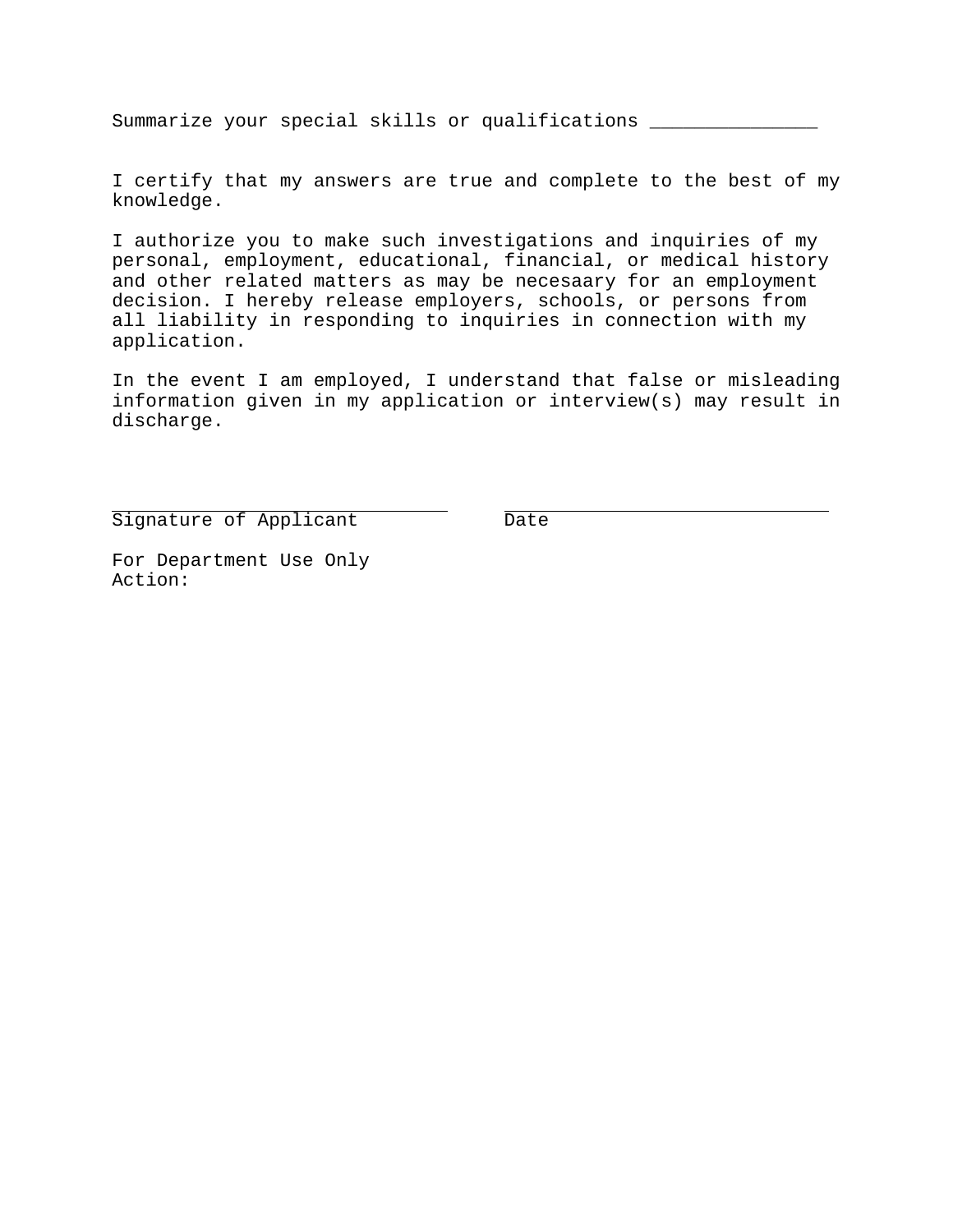Summarize your special skills or qualifications _______________

I certify that my answers are true and complete to the best of my knowledge.

I authorize you to make such investigations and inquiries of my personal, employment, educational, financial, or medical history and other related matters as may be necesaary for an employment decision. I hereby release employers, schools, or persons from all liability in responding to inquiries in connection with my application.

In the event I am employed, I understand that false or misleading information given in my application or interview(s) may result in discharge.

______________________________ ______________________________
Signature of Applicant Date

For Department Use Only
Action: